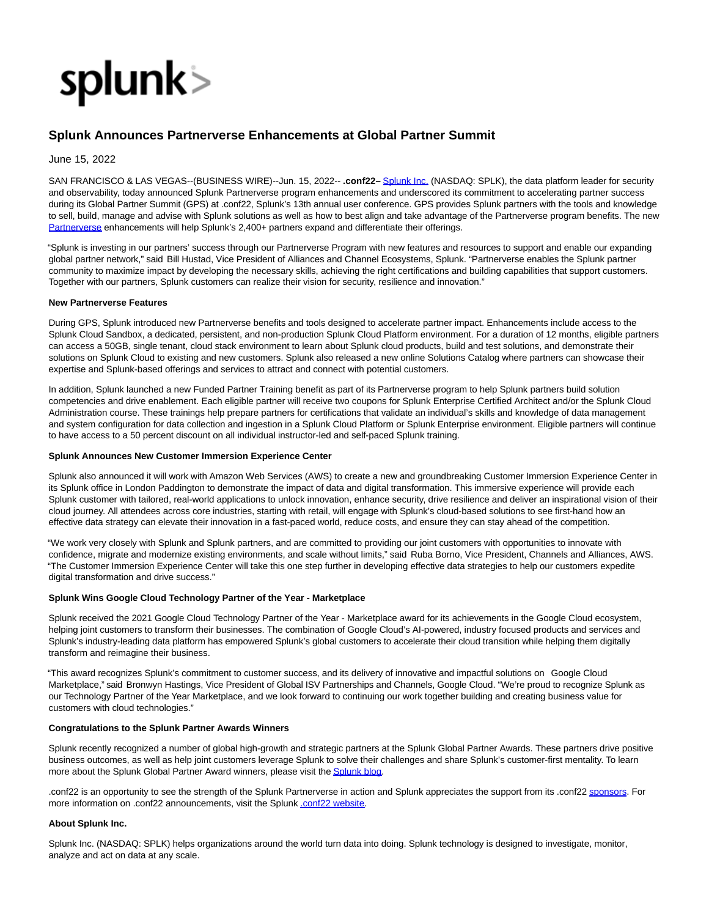# Splunk Announces Partnerverse Enhancements at Global Partner Summit

June 15, 2022

SAN FRANCISCO & LAS VEGAS--(BUSINESS WIRE)--Jun. 15, 2022-- **.conf22–** Splunk Inc. (NASDAQ: SPLK), the data platform leader for security and observability, today announced Splunk Partnerverse program enhancements and underscored its commitment to accelerating partner success during its Global Partner Summit (GPS) at .conf22, Splunk's 13th annual user conference. GPS provides Splunk partners with the tools and knowledge to sell, build, manage and advise with Splunk solutions as well as how to best align and take advantage of the Partnerverse program benefits. The new Partnerverse enhancements will help Splunk's 2,400+ partners expand and differentiate their offerings.

"Splunk is investing in our partners' success through our Partnerverse Program with new features and resources to support and enable our expanding global partner network," said Bill Hustad, Vice President of Alliances and Channel Ecosystems, Splunk. "Partnerverse enables the Splunk partner community to maximize impact by developing the necessary skills, achieving the right certifications and building capabilities that support customers. Together with our partners, Splunk customers can realize their vision for security, resilience and innovation."

**New Partnerverse Features**

During GPS, Splunk introduced new Partnerverse benefits and tools designed to accelerate partner impact. Enhancements include access to the Splunk Cloud Sandbox, a dedicated, persistent, and non-production Splunk Cloud Platform environment. For a duration of 12 months, eligible partners can access a 50GB, single tenant, cloud stack environment to learn about Splunk cloud products, build and test solutions, and demonstrate their solutions on Splunk Cloud to existing and new customers. Splunk also released a new online Solutions Catalog where partners can showcase their expertise and Splunk-based offerings and services to attract and connect with potential customers.

In addition, Splunk launched a new Funded Partner Training benefit as part of its Partnerverse program to help Splunk partners build solution competencies and drive enablement. Each eligible partner will receive two coupons for Splunk Enterprise Certified Architect and/or the Splunk Cloud Administration course. These trainings help prepare partners for certifications that validate an individual's skills and knowledge of data management and system configuration for data collection and ingestion in a Splunk Cloud Platform or Splunk Enterprise environment. Eligible partners will continue to have access to a 50 percent discount on all individual instructor-led and self-paced Splunk training.

**Splunk Announces New Customer Immersion Experience Center**

Splunk also announced it will work with Amazon Web Services (AWS) to create a new and groundbreaking Customer Immersion Experience Center in its Splunk office in London Paddington to demonstrate the impact of data and digital transformation. This immersive experience will provide each Splunk customer with tailored, real-world applications to unlock innovation, enhance security, drive resilience and deliver an inspirational vision of their cloud journey. All attendees across core industries, starting with retail, will engage with Splunk's cloud-based solutions to see first-hand how an effective data strategy can elevate their innovation in a fast-paced world, reduce costs, and ensure they can stay ahead of the competition.

"We work very closely with Splunk and Splunk partners, and are committed to providing our joint customers with opportunities to innovate with confidence, migrate and modernize existing environments, and scale without limits," said Ruba Borno, Vice President, Channels and Alliances, AWS. "The Customer Immersion Experience Center will take this one step further in developing effective data strategies to help our customers expedite digital transformation and drive success."

**Splunk Wins Google Cloud Technology Partner of the Year - Marketplace**

Splunk received the 2021 Google Cloud Technology Partner of the Year - Marketplace award for its achievements in the Google Cloud ecosystem, helping joint customers to transform their businesses. The combination of Google Cloud's AI-powered, industry focused products and services and Splunk's industry-leading data platform has empowered Splunk's global customers to accelerate their cloud transition while helping them digitally transform and reimagine their businesses.

"This award recognizes Splunk's commitment to customer success, and its delivery of innovative and impactful solutions on Google Cloud Marketplace," said Bronwyn Hastings, Vice President of Global ISV Partnerships and Channels, Google Cloud. "We're proud to recognize Splunk as our Technology Partner of the Year Marketplace, and we look forward to continuing our work together building and creating business value for customers with cloud technologies."

**Congratulations to the Splunk Partner Awards Winners**

Splunk recently recognized a number of global high-growth and strategic partners at the Splunk Global Partner Awards. These partners drive positive business outcomes, as well as help joint customers leverage Splunk to solve their challenges and share Splunk's customer-first mentality. To learn more about the Splunk Global Partner Award winners, please visit the Splunk blog.

.conf22 is an opportunity to see the strength of the Splunk Partnerverse in action and Splunk appreciates the support from its .conf22 sponsors. For more information on .conf22 announcements, visit the Splunk .conf22 website.

**About Splunk Inc.**

Splunk Inc. (NASDAQ: SPLK) helps organizations around the world turn data into doing. Splunk technology is designed to investigate, monitor, analyze and act on data at any scale.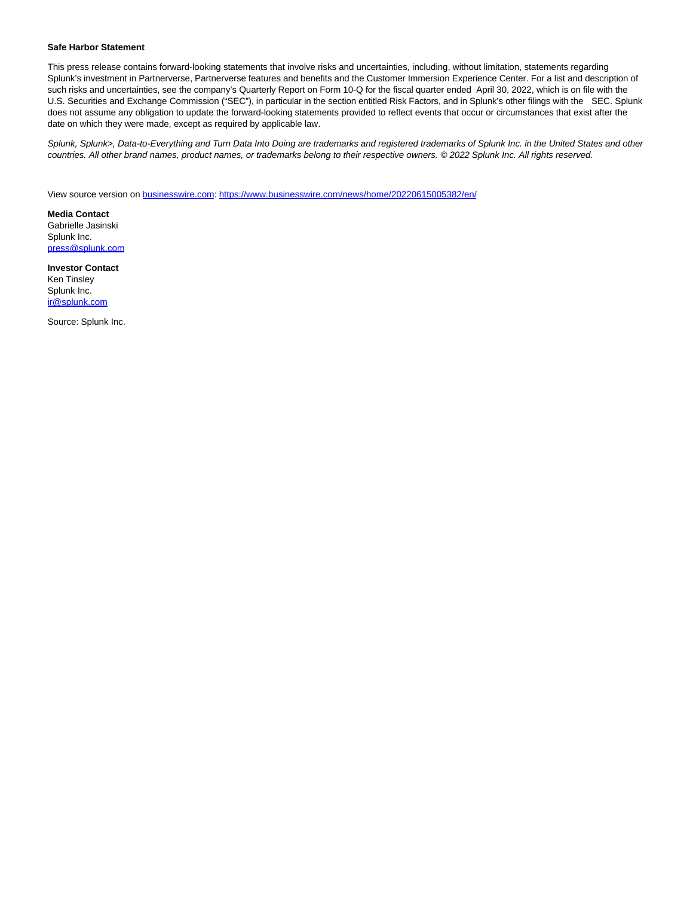**Safe Harbor Statement**

This press release contains forward-looking statements that involve risks and uncertainties, including, without limitation, statements regarding Splunk's investment in Partnerverse, Partnerverse features and benefits and the Customer Immersion Experience Center. For a list and description of such risks and uncertainties, see the company's Quarterly Report on Form 10-Q for the fiscal quarter ended April 30, 2022, which is on file with the U.S. Securities and Exchange Commission ("SEC"), in particular in the section entitled Risk Factors, and in Splunk's other filings with the SEC. Splunk does not assume any obligation to update the forward-looking statements provided to reflect events that occur or circumstances that exist after the date on which they were made, except as required by applicable law.

*Splunk, Splunk>, Data-to-Everything and Turn Data Into Doing are trademarks and registered trademarks of Splunk Inc. in the United States and other countries. All other brand names, product names, or trademarks belong to their respective owners. © 2022 Splunk Inc. All rights reserved.*

View source version on businesswire.com: https://www.businesswire.com/news/home/20220615005382/en/

**Media Contact**
Gabrielle Jasinski
Splunk Inc.
press@splunk.com

**Investor Contact**
Ken Tinsley
Splunk Inc.
ir@splunk.com

Source: Splunk Inc.